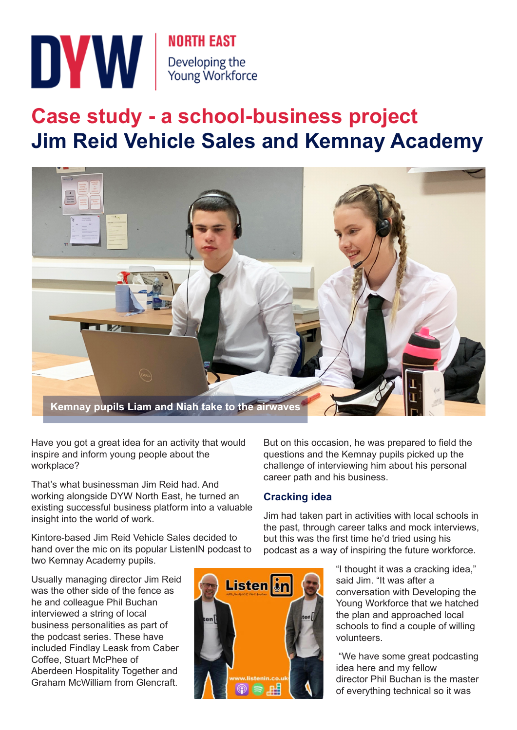DYW NORTH EAST Developing the Young Workforce

# Case study - a school-business project

# Jim Reid Vehicle Sales and Kemnay Academy

Kemnay pupils Liam and Niah take to the airwaves

Have you got a great idea for an activity that would inspire and inform young people about the workplace?

That's what businessman Jim Reid had. And working alongside DYW North East, he turned an existing successful business platform into a valuable insight into the world of work.

Kintore-based Jim Reid Vehicle Sales decided to hand over the mic on its popular ListenIN podcast to two Kemnay Academy pupils.

Usually managing director Jim Reid was the other side of the fence as he and colleague Phil Buchan interviewed a string of local business personalities as part of the podcast series. These have included Findlay Leask from Caber Coffee, Stuart McPhee of Aberdeen Hospitality Together and Graham McWilliam from Glencraft.

But on this occasion, he was prepared to field the questions and the Kemnay pupils picked up the challenge of interviewing him about his personal career path and his business.

### Cracking idea

Jim had taken part in activities with local schools in the past, through career talks and mock interviews, but this was the first time he'd tried using his podcast as a way of inspiring the future workforce.

"I thought it was a cracking idea," said Jim. "It was after a conversation with Developing the Young Workforce that we hatched the plan and approached local schools to find a couple of willing volunteers.

"We have some great podcasting idea here and my fellow director Phil Buchan is the master of everything technical so it was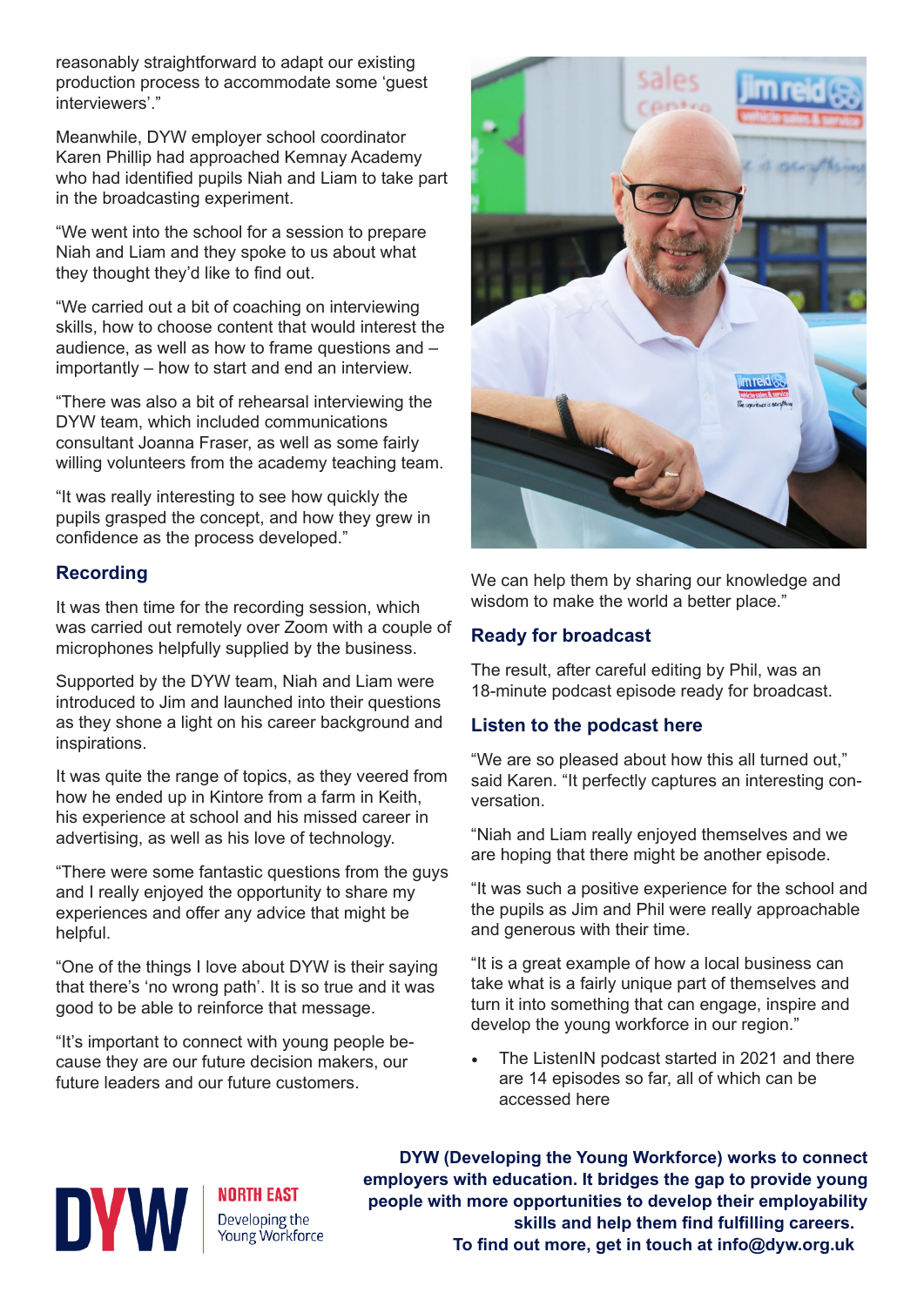reasonably straightforward to adapt our existing production process to accommodate some 'guest interviewers'."

Meanwhile, DYW employer school coordinator Karen Phillip had approached Kemnay Academy who had identified pupils Niah and Liam to take part in the broadcasting experiment.

"We went into the school for a session to prepare Niah and Liam and they spoke to us about what they thought they'd like to find out.

"We carried out a bit of coaching on interviewing skills, how to choose content that would interest the audience, as well as how to frame questions and – importantly – how to start and end an interview.

"There was also a bit of rehearsal interviewing the DYW team, which included communications consultant Joanna Fraser, as well as some fairly willing volunteers from the academy teaching team.

"It was really interesting to see how quickly the pupils grasped the concept, and how they grew in confidence as the process developed."

### Recording

It was then time for the recording session, which was carried out remotely over Zoom with a couple of microphones helpfully supplied by the business.

Supported by the DYW team, Niah and Liam were introduced to Jim and launched into their questions as they shone a light on his career background and inspirations.

It was quite the range of topics, as they veered from how he ended up in Kintore from a farm in Keith, his experience at school and his missed career in advertising, as well as his love of technology.

"There were some fantastic questions from the guys and I really enjoyed the opportunity to share my experiences and offer any advice that might be helpful.

"One of the things I love about DYW is their saying that there's 'no wrong path'. It is so true and it was good to be able to reinforce that message.

"It's important to connect with young people because they are our future decision makers, our future leaders and our future customers.

We can help them by sharing our knowledge and wisdom to make the world a better place."

### Ready for broadcast

The result, after careful editing by Phil, was an 18-minute podcast episode ready for broadcast.

### Listen to the podcast here

"We are so pleased about how this all turned out," said Karen. "It perfectly captures an interesting conversation.

"Niah and Liam really enjoyed themselves and we are hoping that there might be another episode.

"It was such a positive experience for the school and the pupils as Jim and Phil were really approachable and generous with their time.

"It is a great example of how a local business can take what is a fairly unique part of themselves and turn it into something that can engage, inspire and develop the young workforce in our region."

- The ListenIN podcast started in 2021 and there are 14 episodes so far, all of which can be accessed here

DYW NORTH EAST Developing the Young Workforce

**DYW (Developing the Young Workforce) works to connect employers with education. It bridges the gap to provide young people with more opportunities to develop their employability skills and help them find fulfilling careers. To find out more, get in touch at info@dyw.org.uk**